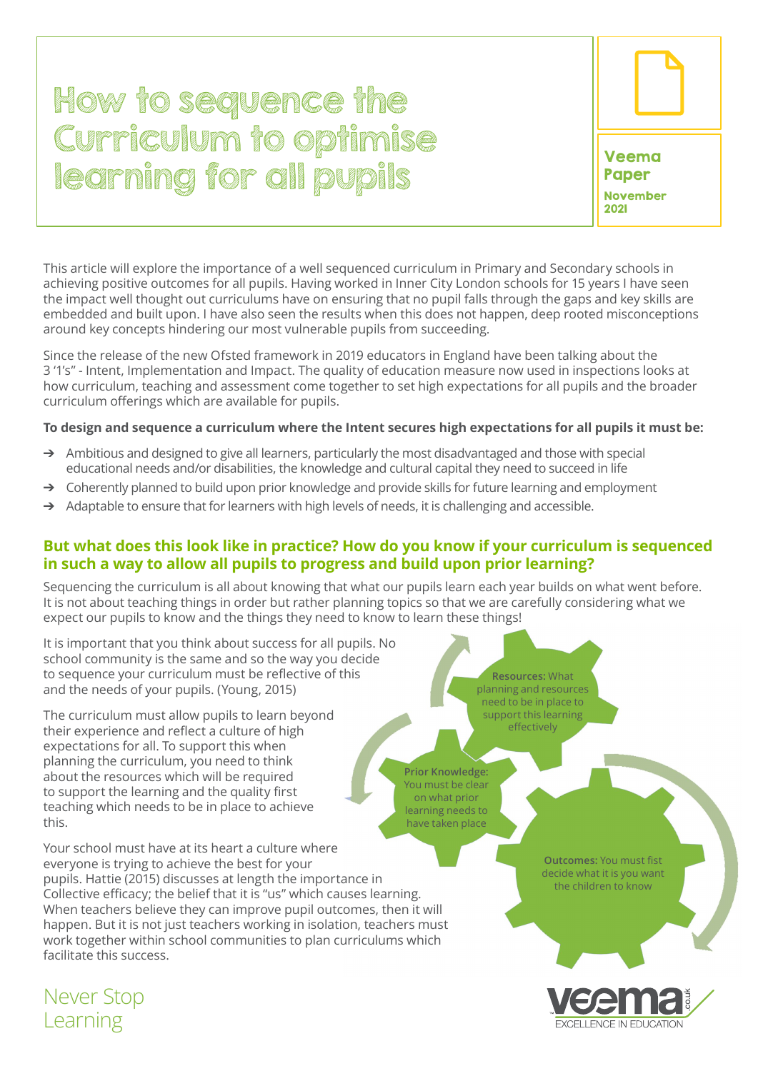# How to sequence the Curriculum to optimise learning for all pupils

**Veema Paper**
**November 2021**

This article will explore the importance of a well sequenced curriculum in Primary and Secondary schools in achieving positive outcomes for all pupils. Having worked in Inner City London schools for 15 years I have seen the impact well thought out curriculums have on ensuring that no pupil falls through the gaps and key skills are embedded and built upon. I have also seen the results when this does not happen, deep rooted misconceptions around key concepts hindering our most vulnerable pupils from succeeding.

Since the release of the new Ofsted framework in 2019 educators in England have been talking about the 3 '1's" - Intent, Implementation and Impact. The quality of education measure now used in inspections looks at how curriculum, teaching and assessment come together to set high expectations for all pupils and the broader curriculum offerings which are available for pupils.

**To design and sequence a curriculum where the Intent secures high expectations for all pupils it must be:**

- Ambitious and designed to give all learners, particularly the most disadvantaged and those with special educational needs and/or disabilities, the knowledge and cultural capital they need to succeed in life
- Coherently planned to build upon prior knowledge and provide skills for future learning and employment
- Adaptable to ensure that for learners with high levels of needs, it is challenging and accessible.

## But what does this look like in practice? How do you know if your curriculum is sequenced in such a way to allow all pupils to progress and build upon prior learning?

Sequencing the curriculum is all about knowing that what our pupils learn each year builds on what went before. It is not about teaching things in order but rather planning topics so that we are carefully considering what we expect our pupils to know and the things they need to know to learn these things!

It is important that you think about success for all pupils. No school community is the same and so the way you decide to sequence your curriculum must be reflective of this and the needs of your pupils. (Young, 2015)

The curriculum must allow pupils to learn beyond their experience and reflect a culture of high expectations for all. To support this when planning the curriculum, you need to think about the resources which will be required to support the learning and the quality first teaching which needs to be in place to achieve this.

Your school must have at its heart a culture where everyone is trying to achieve the best for your pupils. Hattie (2015) discusses at length the importance in Collective efficacy; the belief that it is "us" which causes learning. When teachers believe they can improve pupil outcomes, then it will happen. But it is not just teachers working in isolation, teachers must work together within school communities to plan curriculums which facilitate this success.

**Outcomes:** You must fist decide what it is you want the children to know

**Prior Knowledge:** You must be clear on what prior learning needs to have taken place

**Resources:** What planning and resources need to be in place to support this learning effectively

Never Stop Learning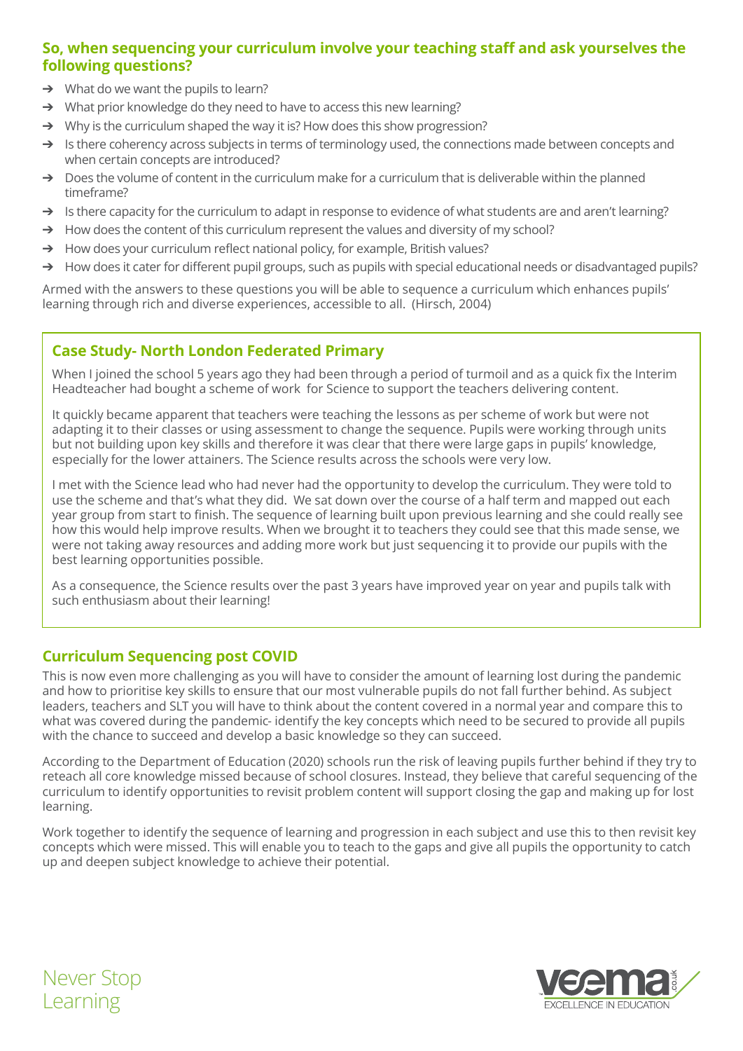## So, when sequencing your curriculum involve your teaching staff and ask yourselves the following questions?

- What do we want the pupils to learn?
- What prior knowledge do they need to have to access this new learning?
- Why is the curriculum shaped the way it is? How does this show progression?
- Is there coherency across subjects in terms of terminology used, the connections made between concepts and when certain concepts are introduced?
- Does the volume of content in the curriculum make for a curriculum that is deliverable within the planned timeframe?
- Is there capacity for the curriculum to adapt in response to evidence of what students are and aren't learning?
- How does the content of this curriculum represent the values and diversity of my school?
- How does your curriculum reflect national policy, for example, British values?
- How does it cater for different pupil groups, such as pupils with special educational needs or disadvantaged pupils?

Armed with the answers to these questions you will be able to sequence a curriculum which enhances pupils' learning through rich and diverse experiences, accessible to all. (Hirsch, 2004)

### Case Study- North London Federated Primary

When I joined the school 5 years ago they had been through a period of turmoil and as a quick fix the Interim Headteacher had bought a scheme of work for Science to support the teachers delivering content.

It quickly became apparent that teachers were teaching the lessons as per scheme of work but were not adapting it to their classes or using assessment to change the sequence. Pupils were working through units but not building upon key skills and therefore it was clear that there were large gaps in pupils' knowledge, especially for the lower attainers. The Science results across the schools were very low.

I met with the Science lead who had never had the opportunity to develop the curriculum. They were told to use the scheme and that's what they did. We sat down over the course of a half term and mapped out each year group from start to finish. The sequence of learning built upon previous learning and she could really see how this would help improve results. When we brought it to teachers they could see that this made sense, we were not taking away resources and adding more work but just sequencing it to provide our pupils with the best learning opportunities possible.

As a consequence, the Science results over the past 3 years have improved year on year and pupils talk with such enthusiasm about their learning!

## Curriculum Sequencing post COVID

This is now even more challenging as you will have to consider the amount of learning lost during the pandemic and how to prioritise key skills to ensure that our most vulnerable pupils do not fall further behind. As subject leaders, teachers and SLT you will have to think about the content covered in a normal year and compare this to what was covered during the pandemic- identify the key concepts which need to be secured to provide all pupils with the chance to succeed and develop a basic knowledge so they can succeed.

According to the Department of Education (2020) schools run the risk of leaving pupils further behind if they try to reteach all core knowledge missed because of school closures. Instead, they believe that careful sequencing of the curriculum to identify opportunities to revisit problem content will support closing the gap and making up for lost learning.

Work together to identify the sequence of learning and progression in each subject and use this to then revisit key concepts which were missed. This will enable you to teach to the gaps and give all pupils the opportunity to catch up and deepen subject knowledge to achieve their potential.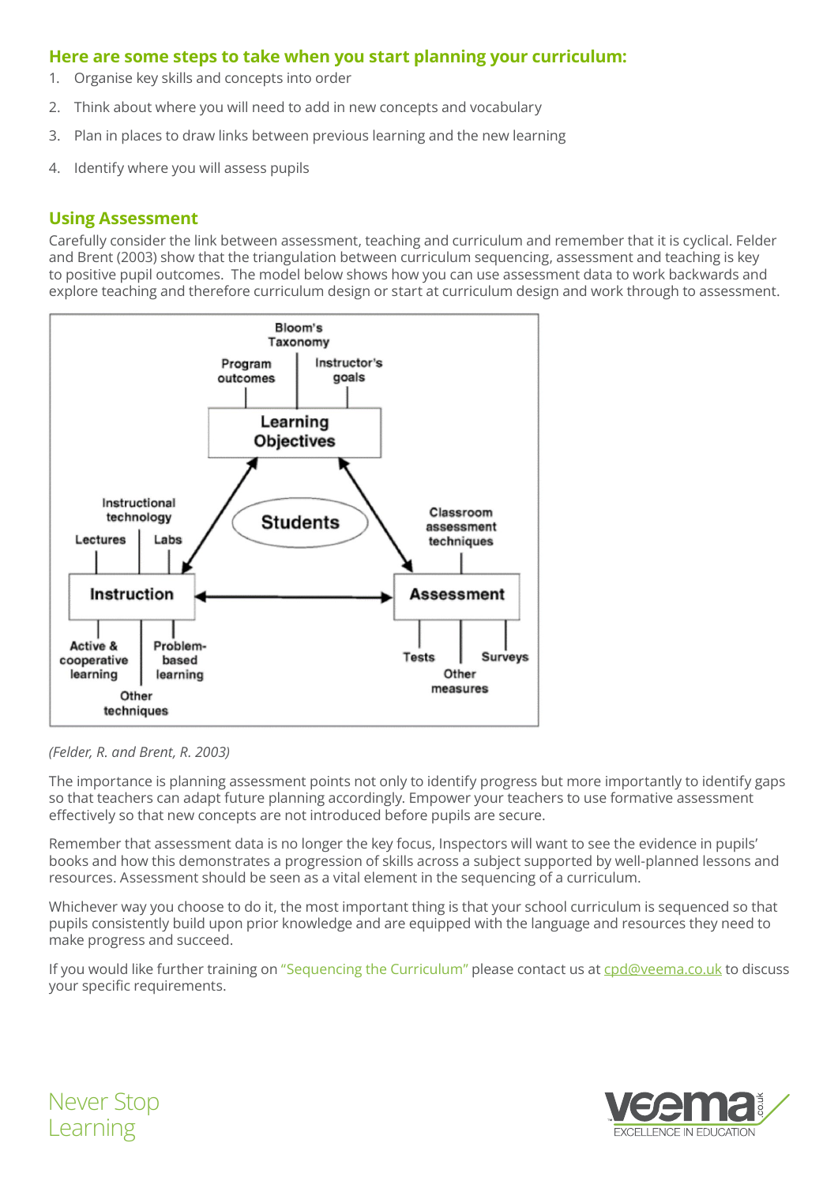## Here are some steps to take when you start planning your curriculum:

1. Organise key skills and concepts into order
2. Think about where you will need to add in new concepts and vocabulary
3. Plan in places to draw links between previous learning and the new learning
4. Identify where you will assess pupils

## Using Assessment

Carefully consider the link between assessment, teaching and curriculum and remember that it is cyclical. Felder and Brent (2003) show that the triangulation between curriculum sequencing, assessment and teaching is key to positive pupil outcomes. The model below shows how you can use assessment data to work backwards and explore teaching and therefore curriculum design or start at curriculum design and work through to assessment.

Bloom's Taxonomy

Program outcomes

Instructor's goals

**Learning Objectives**

**Students**

Instructional technology

Lectures

Labs

**Instruction**

Active & cooperative learning

Problem-based learning

Other techniques

Classroom assessment techniques

**Assessment**

Tests

Other measures

Surveys

*(Felder, R. and Brent, R. 2003)*

The importance is planning assessment points not only to identify progress but more importantly to identify gaps so that teachers can adapt future planning accordingly. Empower your teachers to use formative assessment effectively so that new concepts are not introduced before pupils are secure.

Remember that assessment data is no longer the key focus, Inspectors will want to see the evidence in pupils' books and how this demonstrates a progression of skills across a subject supported by well-planned lessons and resources. Assessment should be seen as a vital element in the sequencing of a curriculum.

Whichever way you choose to do it, the most important thing is that your school curriculum is sequenced so that pupils consistently build upon prior knowledge and are equipped with the language and resources they need to make progress and succeed.

If you would like further training on "Sequencing the Curriculum" please contact us at cpd@veema.co.uk to discuss your specific requirements.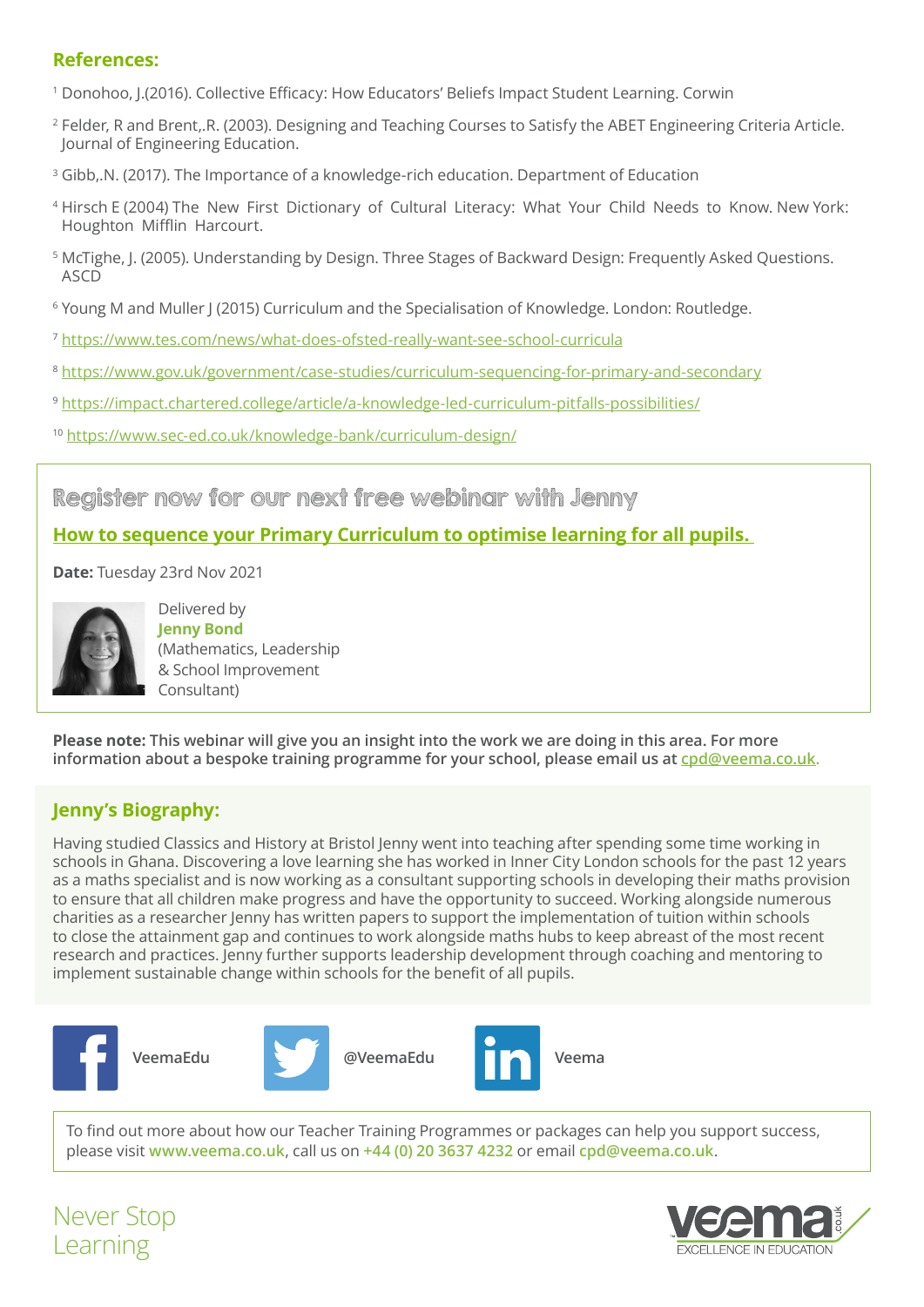## References:

[1] Donohoo, J.(2016). Collective Efficacy: How Educators' Beliefs Impact Student Learning. Corwin

[2] Felder, R and Brent,.R. (2003). Designing and Teaching Courses to Satisfy the ABET Engineering Criteria Article. Journal of Engineering Education.

[3] Gibb,.N. (2017). The Importance of a knowledge-rich education. Department of Education

[4] Hirsch E (2004) The New First Dictionary of Cultural Literacy: What Your Child Needs to Know. New York: Houghton Mifflin Harcourt.

[5] McTighe, J. (2005). Understanding by Design. Three Stages of Backward Design: Frequently Asked Questions. ASCD

[6] Young M and Muller J (2015) Curriculum and the Specialisation of Knowledge. London: Routledge.

[7] https://www.tes.com/news/what-does-ofsted-really-want-see-school-curricula

[8] https://www.gov.uk/government/case-studies/curriculum-sequencing-for-primary-and-secondary

[9] https://impact.chartered.college/article/a-knowledge-led-curriculum-pitfalls-possibilities/

[10] https://www.sec-ed.co.uk/knowledge-bank/curriculum-design/

### Register now for our next free webinar with Jenny

**How to sequence your Primary Curriculum to optimise learning for all pupils.**

**Date:** Tuesday 23rd Nov 2021

Delivered by
**Jenny Bond**
(Mathematics, Leadership & School Improvement Consultant)

**Please note: This webinar will give you an insight into the work we are doing in this area. For more information about a bespoke training programme for your school, please email us at cpd@veema.co.uk.**

## Jenny's Biography:

Having studied Classics and History at Bristol Jenny went into teaching after spending some time working in schools in Ghana. Discovering a love learning she has worked in Inner City London schools for the past 12 years as a maths specialist and is now working as a consultant supporting schools in developing their maths provision to ensure that all children make progress and have the opportunity to succeed. Working alongside numerous charities as a researcher Jenny has written papers to support the implementation of tuition within schools to close the attainment gap and continues to work alongside maths hubs to keep abreast of the most recent research and practices. Jenny further supports leadership development through coaching and mentoring to implement sustainable change within schools for the benefit of all pupils.

VeemaEdu @VeemaEdu Veema

To find out more about how our Teacher Training Programmes or packages can help you support success, please visit www.veema.co.uk, call us on +44 (0) 20 3637 4232 or email cpd@veema.co.uk.

Never Stop Learning

veema.co.uk EXCELLENCE IN EDUCATION